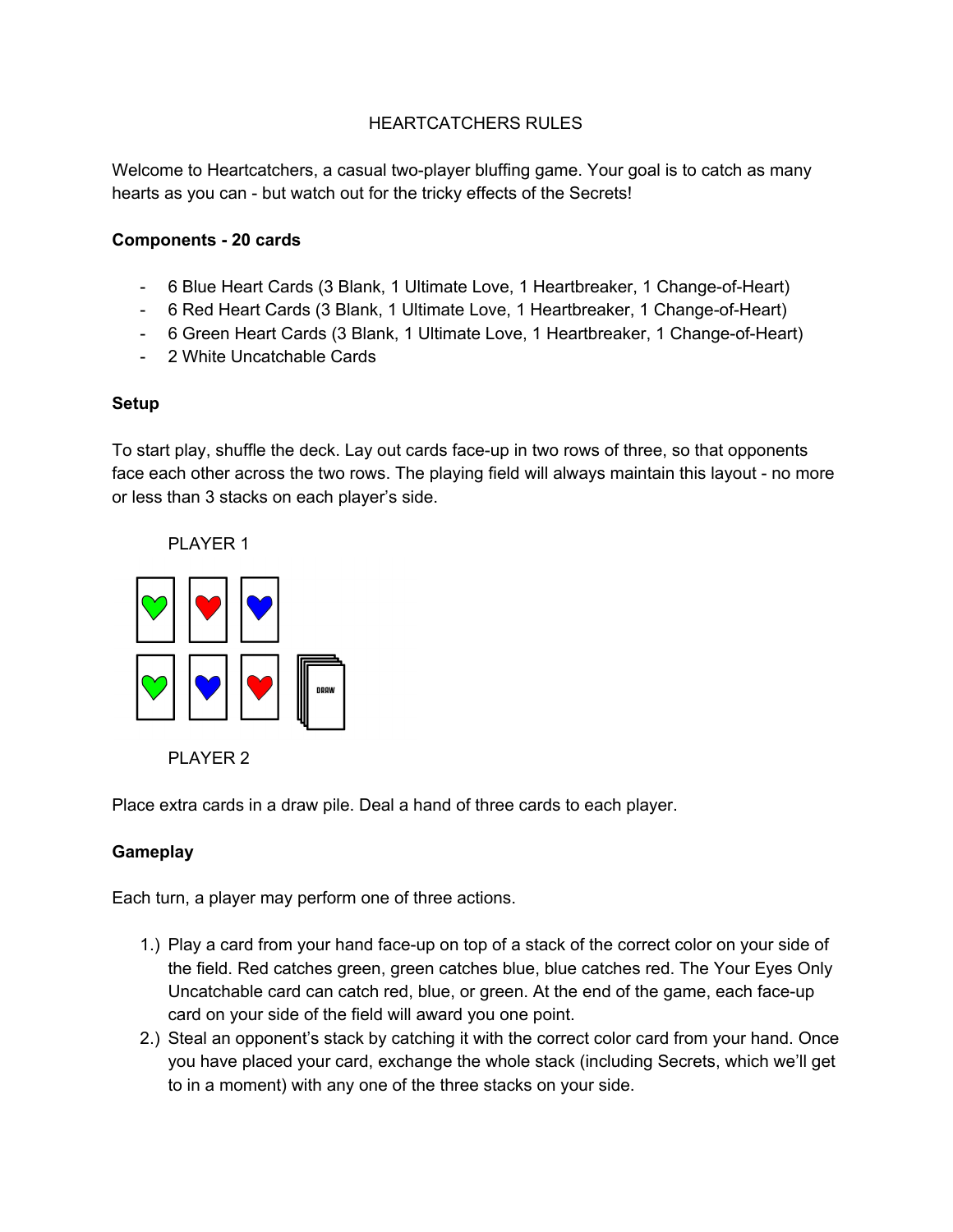HEARTCATCHERS RULES

Welcome to Heartcatchers, a casual two-player bluffing game. Your goal is to catch as many hearts as you can - but watch out for the tricky effects of the Secrets!

**Components - 20 cards**

- 6 Blue Heart Cards (3 Blank, 1 Ultimate Love, 1 Heartbreaker, 1 Change-of-Heart)
- 6 Red Heart Cards (3 Blank, 1 Ultimate Love, 1 Heartbreaker, 1 Change-of-Heart)
- 6 Green Heart Cards (3 Blank, 1 Ultimate Love, 1 Heartbreaker, 1 Change-of-Heart)
- 2 White Uncatchable Cards

**Setup**

To start play, shuffle the deck. Lay out cards face-up in two rows of three, so that opponents face each other across the two rows. The playing field will always maintain this layout - no more or less than 3 stacks on each player's side.

PLAYER 1

DRAW

PLAYER 2

Place extra cards in a draw pile. Deal a hand of three cards to each player.

**Gameplay**

Each turn, a player may perform one of three actions.

1.) Play a card from your hand face-up on top of a stack of the correct color on your side of the field. Red catches green, green catches blue, blue catches red. The Your Eyes Only Uncatchable card can catch red, blue, or green. At the end of the game, each face-up card on your side of the field will award you one point.
2.) Steal an opponent's stack by catching it with the correct color card from your hand. Once you have placed your card, exchange the whole stack (including Secrets, which we'll get to in a moment) with any one of the three stacks on your side.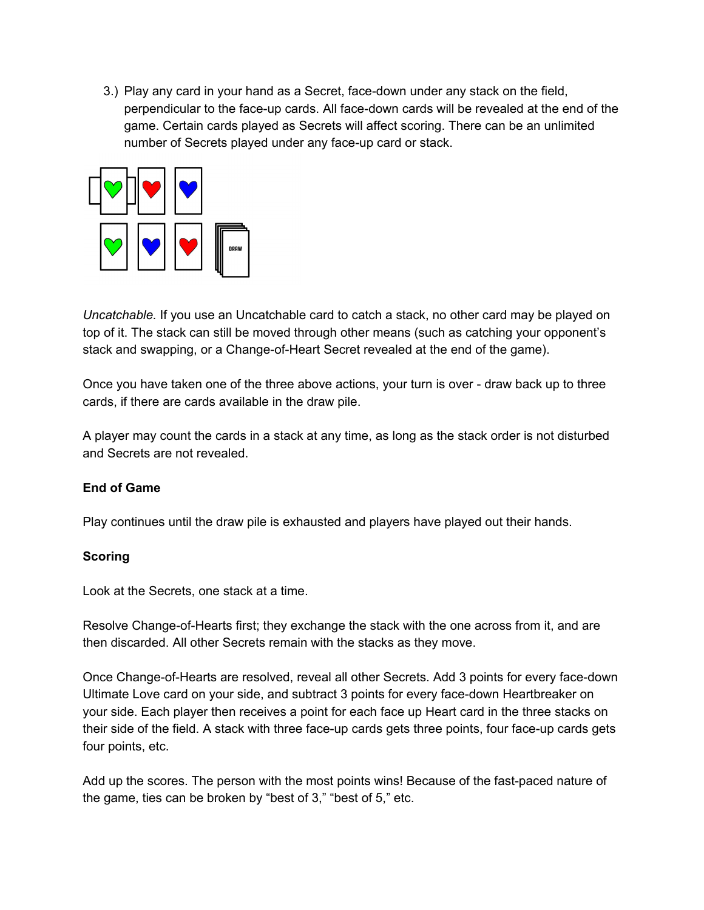3.) Play any card in your hand as a Secret, face-down under any stack on the field, perpendicular to the face-up cards. All face-down cards will be revealed at the end of the game. Certain cards played as Secrets will affect scoring. There can be an unlimited number of Secrets played under any face-up card or stack.

*Uncatchable.* If you use an Uncatchable card to catch a stack, no other card may be played on top of it. The stack can still be moved through other means (such as catching your opponent's stack and swapping, or a Change-of-Heart Secret revealed at the end of the game).

Once you have taken one of the three above actions, your turn is over - draw back up to three cards, if there are cards available in the draw pile.

A player may count the cards in a stack at any time, as long as the stack order is not disturbed and Secrets are not revealed.

**End of Game**

Play continues until the draw pile is exhausted and players have played out their hands.

**Scoring**

Look at the Secrets, one stack at a time.

Resolve Change-of-Hearts first; they exchange the stack with the one across from it, and are then discarded. All other Secrets remain with the stacks as they move.

Once Change-of-Hearts are resolved, reveal all other Secrets. Add 3 points for every face-down Ultimate Love card on your side, and subtract 3 points for every face-down Heartbreaker on your side. Each player then receives a point for each face up Heart card in the three stacks on their side of the field. A stack with three face-up cards gets three points, four face-up cards gets four points, etc.

Add up the scores. The person with the most points wins! Because of the fast-paced nature of the game, ties can be broken by "best of 3," "best of 5," etc.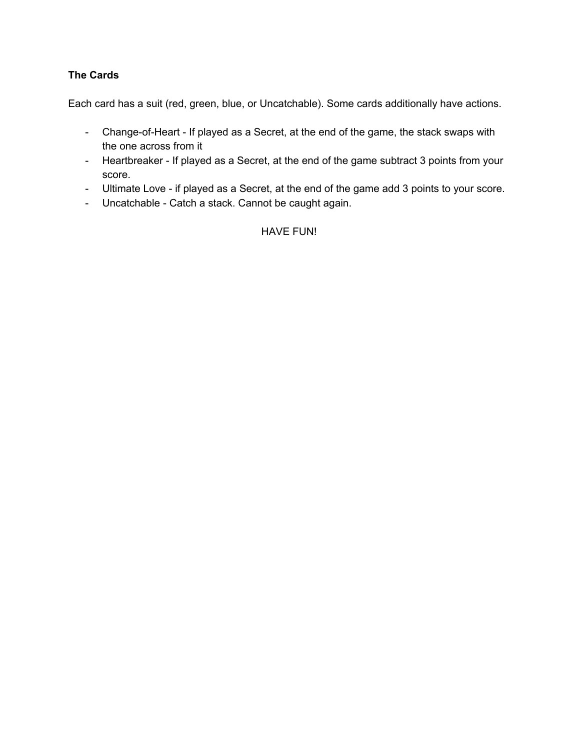**The Cards**

Each card has a suit (red, green, blue, or Uncatchable). Some cards additionally have actions.

- Change-of-Heart - If played as a Secret, at the end of the game, the stack swaps with the one across from it
- Heartbreaker - If played as a Secret, at the end of the game subtract 3 points from your score.
- Ultimate Love - if played as a Secret, at the end of the game add 3 points to your score.
- Uncatchable - Catch a stack. Cannot be caught again.

HAVE FUN!